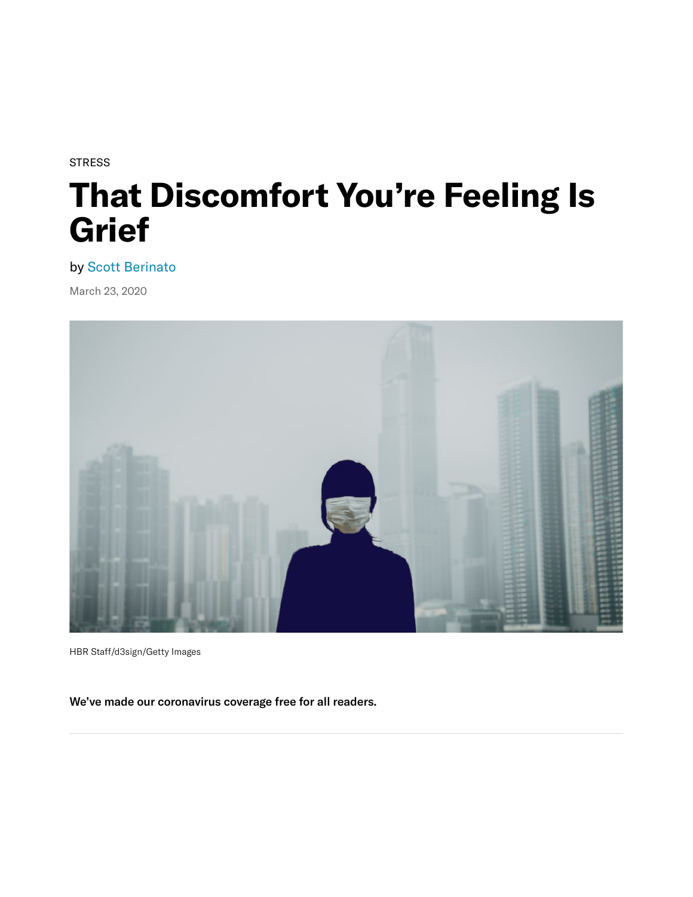STRESS

# That Discomfort You're Feeling Is Grief

by Scott Berinato

March 23, 2020

HBR Staff/d3sign/Getty Images

**We've made our coronavirus coverage free for all readers.**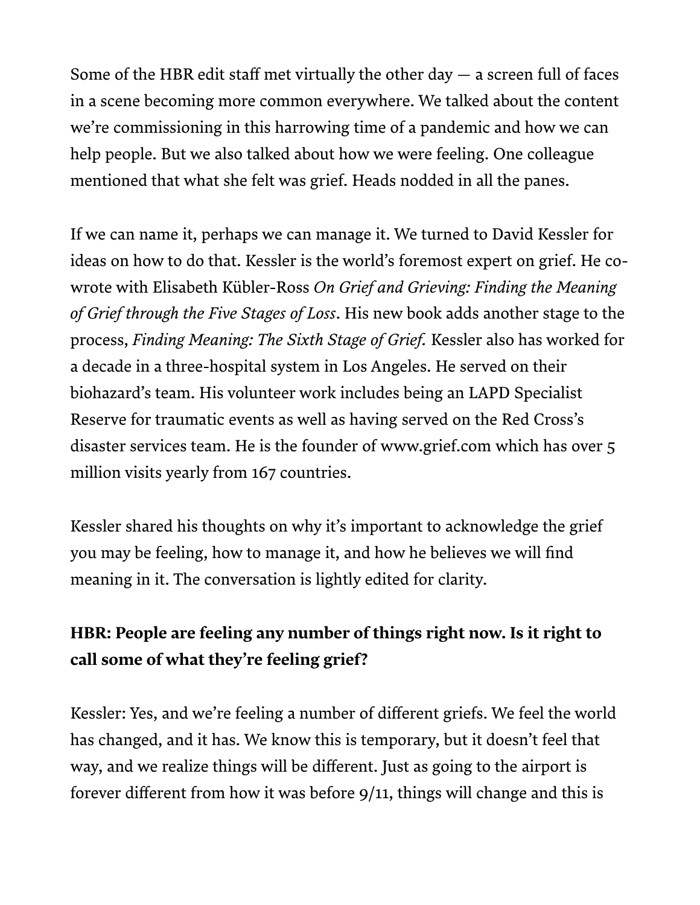Some of the HBR edit staff met virtually the other day — a screen full of faces in a scene becoming more common everywhere. We talked about the content we're commissioning in this harrowing time of a pandemic and how we can help people. But we also talked about how we were feeling. One colleague mentioned that what she felt was grief. Heads nodded in all the panes.

If we can name it, perhaps we can manage it. We turned to David Kessler for ideas on how to do that. Kessler is the world's foremost expert on grief. He co-wrote with Elisabeth Kübler-Ross *On Grief and Grieving: Finding the Meaning of Grief through the Five Stages of Loss*. His new book adds another stage to the process, *Finding Meaning: The Sixth Stage of Grief.* Kessler also has worked for a decade in a three-hospital system in Los Angeles. He served on their biohazard's team. His volunteer work includes being an LAPD Specialist Reserve for traumatic events as well as having served on the Red Cross's disaster services team. He is the founder of www.grief.com which has over 5 million visits yearly from 167 countries.

Kessler shared his thoughts on why it's important to acknowledge the grief you may be feeling, how to manage it, and how he believes we will find meaning in it. The conversation is lightly edited for clarity.

**HBR: People are feeling any number of things right now. Is it right to call some of what they're feeling grief?**

Kessler: Yes, and we're feeling a number of different griefs. We feel the world has changed, and it has. We know this is temporary, but it doesn't feel that way, and we realize things will be different. Just as going to the airport is forever different from how it was before 9/11, things will change and this is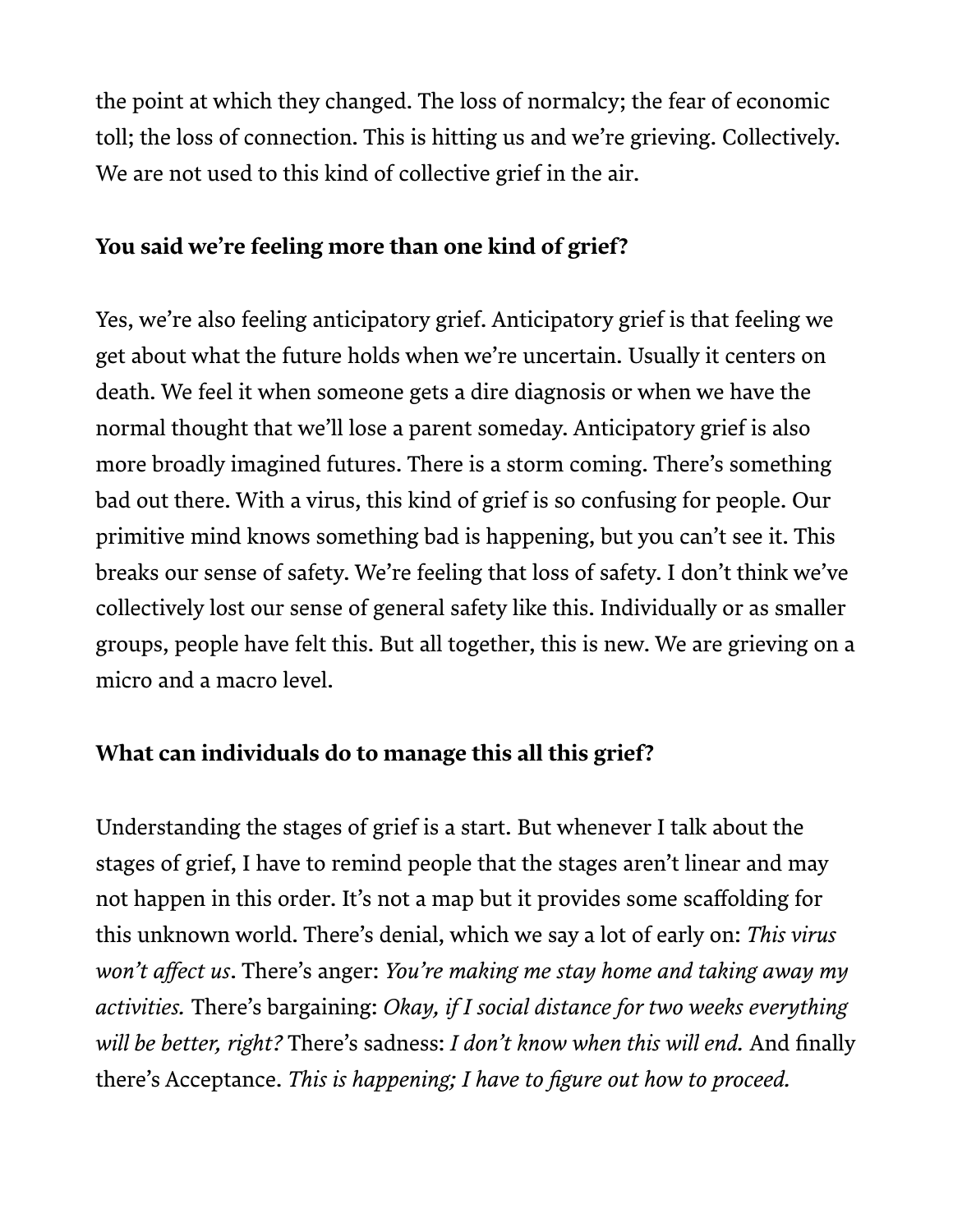the point at which they changed. The loss of normalcy; the fear of economic toll; the loss of connection. This is hitting us and we're grieving. Collectively. We are not used to this kind of collective grief in the air.

**You said we're feeling more than one kind of grief?**

Yes, we're also feeling anticipatory grief. Anticipatory grief is that feeling we get about what the future holds when we're uncertain. Usually it centers on death. We feel it when someone gets a dire diagnosis or when we have the normal thought that we'll lose a parent someday. Anticipatory grief is also more broadly imagined futures. There is a storm coming. There's something bad out there. With a virus, this kind of grief is so confusing for people. Our primitive mind knows something bad is happening, but you can't see it. This breaks our sense of safety. We're feeling that loss of safety. I don't think we've collectively lost our sense of general safety like this. Individually or as smaller groups, people have felt this. But all together, this is new. We are grieving on a micro and a macro level.

**What can individuals do to manage this all this grief?**

Understanding the stages of grief is a start. But whenever I talk about the stages of grief, I have to remind people that the stages aren't linear and may not happen in this order. It's not a map but it provides some scaffolding for this unknown world. There's denial, which we say a lot of early on: *This virus won't affect us*. There's anger: *You're making me stay home and taking away my activities.* There's bargaining: *Okay, if I social distance for two weeks everything will be better, right?* There's sadness: *I don't know when this will end.* And finally there's Acceptance. *This is happening; I have to figure out how to proceed.*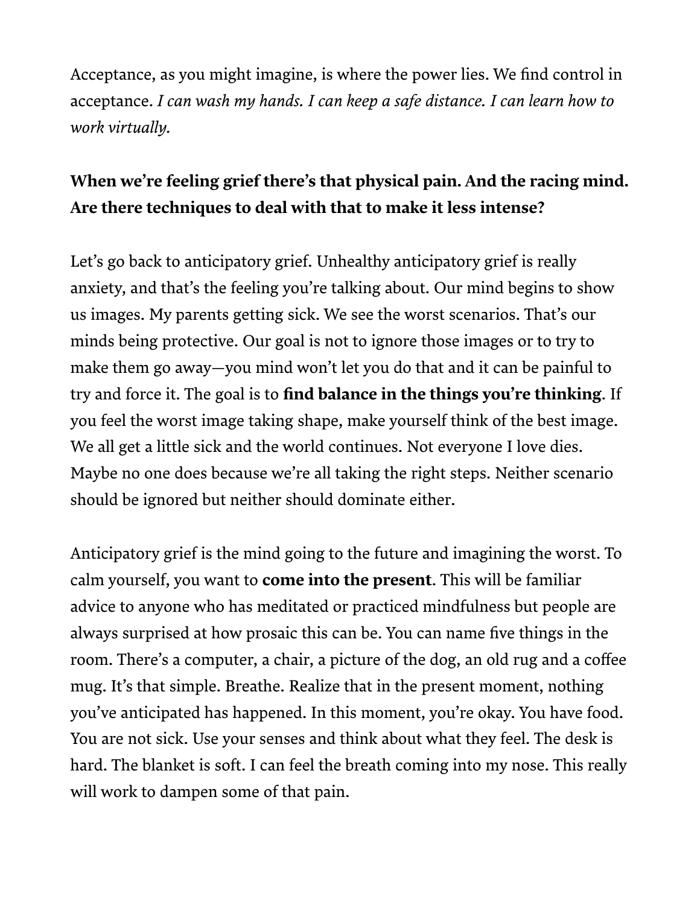Acceptance, as you might imagine, is where the power lies. We find control in acceptance. *I can wash my hands. I can keep a safe distance. I can learn how to work virtually.*

**When we're feeling grief there's that physical pain. And the racing mind. Are there techniques to deal with that to make it less intense?**

Let's go back to anticipatory grief. Unhealthy anticipatory grief is really anxiety, and that's the feeling you're talking about. Our mind begins to show us images. My parents getting sick. We see the worst scenarios. That's our minds being protective. Our goal is not to ignore those images or to try to make them go away—you mind won't let you do that and it can be painful to try and force it. The goal is to **find balance in the things you're thinking**. If you feel the worst image taking shape, make yourself think of the best image. We all get a little sick and the world continues. Not everyone I love dies. Maybe no one does because we're all taking the right steps. Neither scenario should be ignored but neither should dominate either.

Anticipatory grief is the mind going to the future and imagining the worst. To calm yourself, you want to **come into the present**. This will be familiar advice to anyone who has meditated or practiced mindfulness but people are always surprised at how prosaic this can be. You can name five things in the room. There's a computer, a chair, a picture of the dog, an old rug and a coffee mug. It's that simple. Breathe. Realize that in the present moment, nothing you've anticipated has happened. In this moment, you're okay. You have food. You are not sick. Use your senses and think about what they feel. The desk is hard. The blanket is soft. I can feel the breath coming into my nose. This really will work to dampen some of that pain.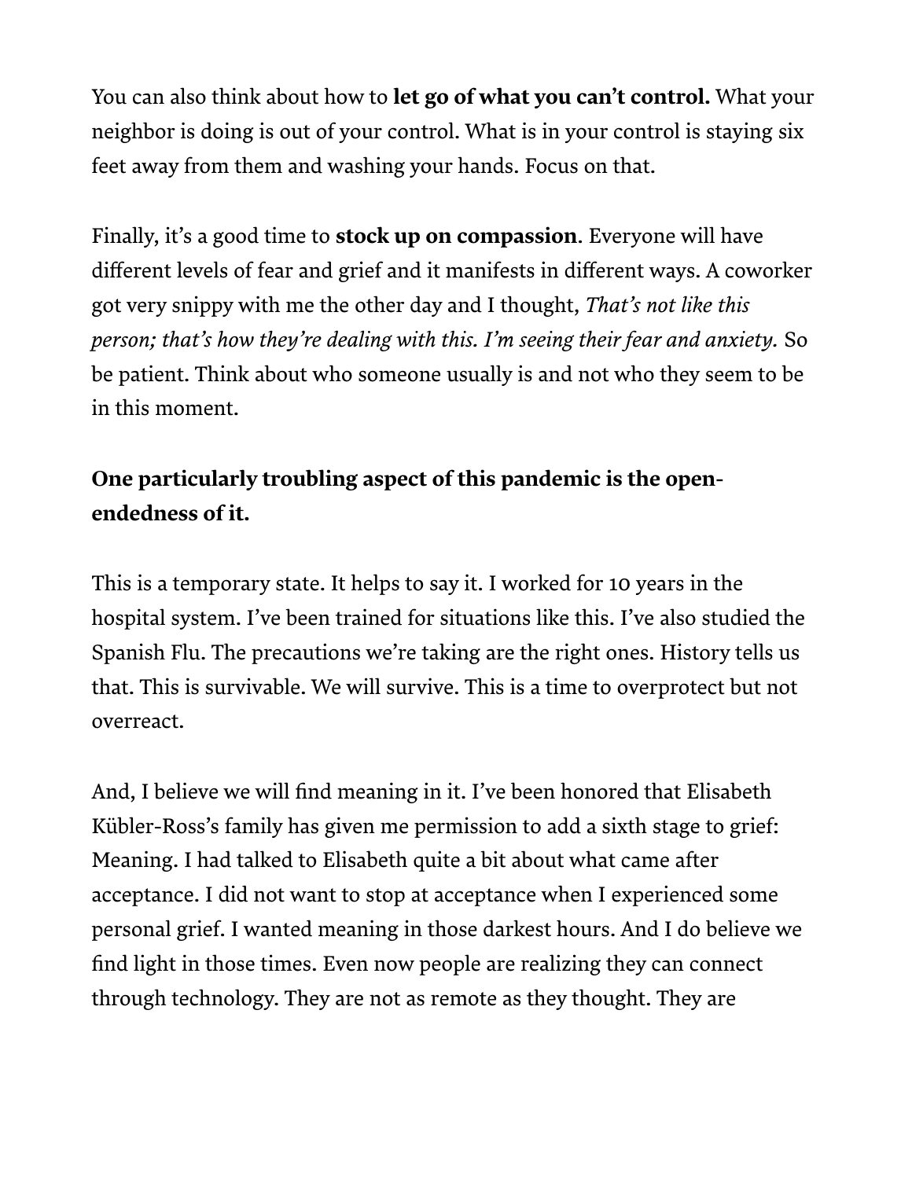You can also think about how to **let go of what you can't control.** What your neighbor is doing is out of your control. What is in your control is staying six feet away from them and washing your hands. Focus on that.

Finally, it's a good time to **stock up on compassion**. Everyone will have different levels of fear and grief and it manifests in different ways. A coworker got very snippy with me the other day and I thought, *That's not like this person; that's how they're dealing with this. I'm seeing their fear and anxiety.* So be patient. Think about who someone usually is and not who they seem to be in this moment.

**One particularly troubling aspect of this pandemic is the open-endedness of it.**

This is a temporary state. It helps to say it. I worked for 10 years in the hospital system. I've been trained for situations like this. I've also studied the Spanish Flu. The precautions we're taking are the right ones. History tells us that. This is survivable. We will survive. This is a time to overprotect but not overreact.

And, I believe we will find meaning in it. I've been honored that Elisabeth Kübler-Ross's family has given me permission to add a sixth stage to grief: Meaning. I had talked to Elisabeth quite a bit about what came after acceptance. I did not want to stop at acceptance when I experienced some personal grief. I wanted meaning in those darkest hours. And I do believe we find light in those times. Even now people are realizing they can connect through technology. They are not as remote as they thought. They are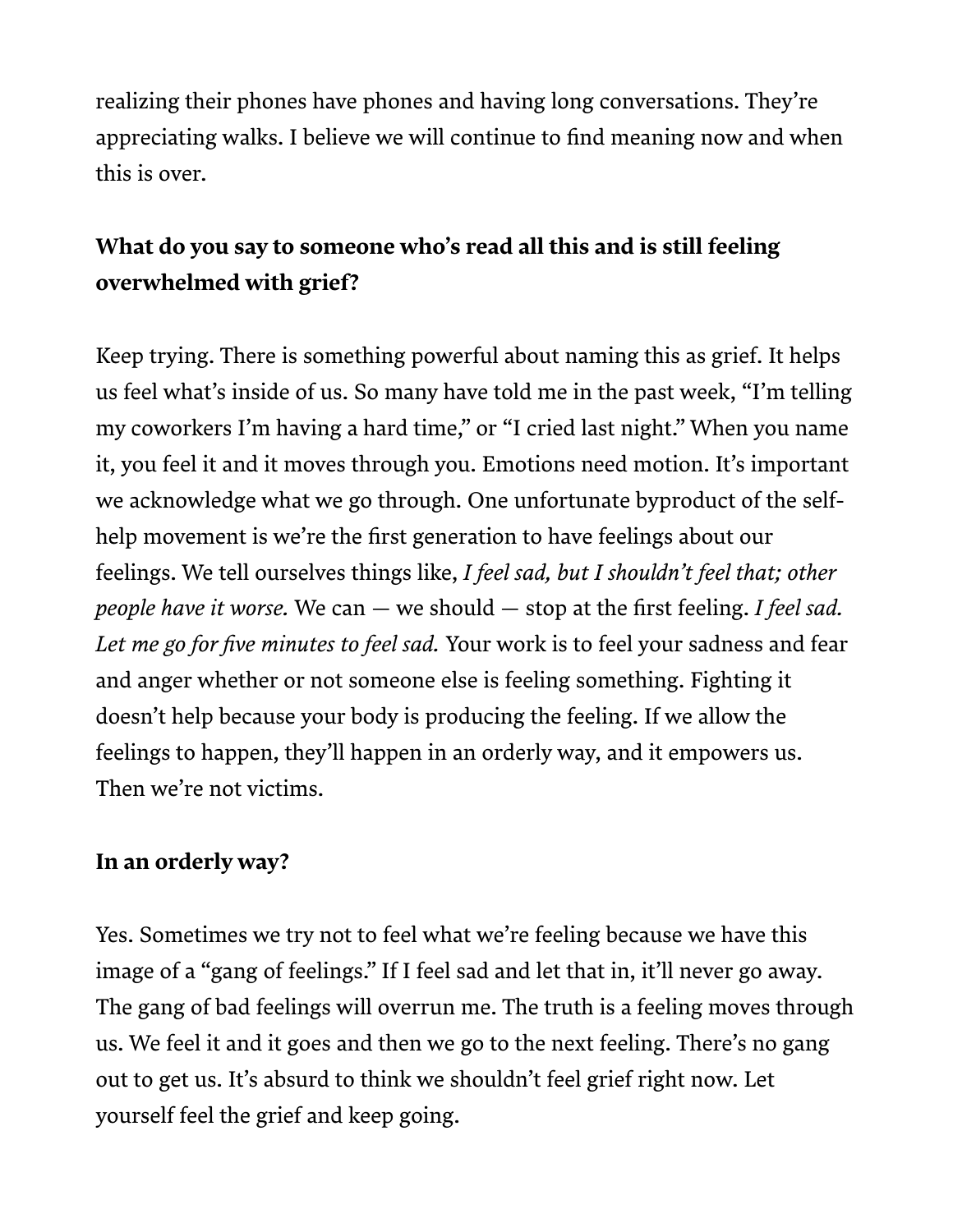realizing their phones have phones and having long conversations. They're appreciating walks. I believe we will continue to find meaning now and when this is over.

**What do you say to someone who's read all this and is still feeling overwhelmed with grief?**

Keep trying. There is something powerful about naming this as grief. It helps us feel what's inside of us. So many have told me in the past week, "I'm telling my coworkers I'm having a hard time," or "I cried last night." When you name it, you feel it and it moves through you. Emotions need motion. It's important we acknowledge what we go through. One unfortunate byproduct of the self-help movement is we're the first generation to have feelings about our feelings. We tell ourselves things like, *I feel sad, but I shouldn't feel that; other people have it worse.* We can — we should — stop at the first feeling. *I feel sad. Let me go for five minutes to feel sad.* Your work is to feel your sadness and fear and anger whether or not someone else is feeling something. Fighting it doesn't help because your body is producing the feeling. If we allow the feelings to happen, they'll happen in an orderly way, and it empowers us. Then we're not victims.

**In an orderly way?**

Yes. Sometimes we try not to feel what we're feeling because we have this image of a "gang of feelings." If I feel sad and let that in, it'll never go away. The gang of bad feelings will overrun me. The truth is a feeling moves through us. We feel it and it goes and then we go to the next feeling. There's no gang out to get us. It's absurd to think we shouldn't feel grief right now. Let yourself feel the grief and keep going.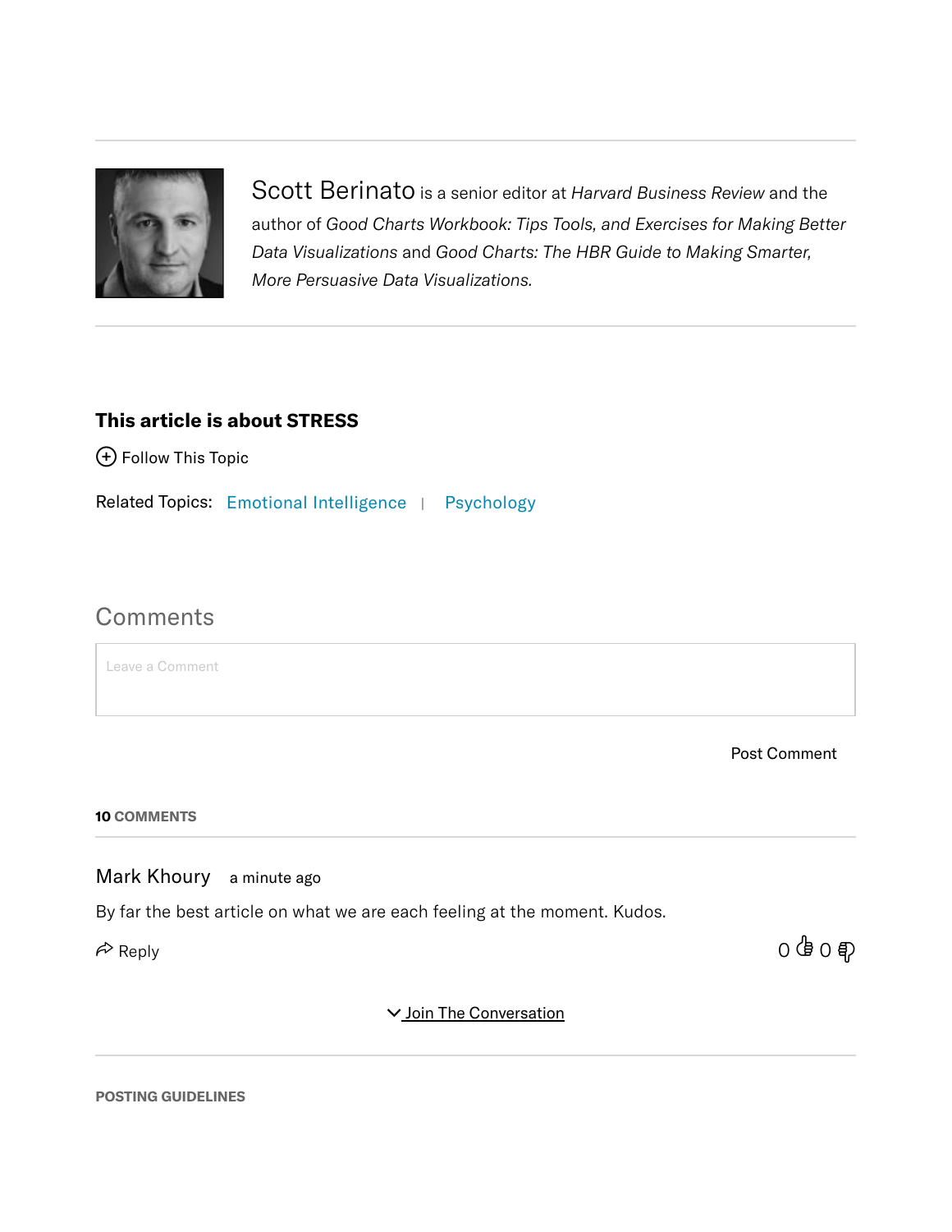Scott Berinato is a senior editor at *Harvard Business Review* and the author of *Good Charts Workbook: Tips Tools, and Exercises for Making Better Data Visualizations* and *Good Charts: The HBR Guide to Making Smarter, More Persuasive Data Visualizations.*

---

**This article is about STRESS**

(+) Follow This Topic

Related Topics: Emotional Intelligence | Psychology

## Comments

Leave a Comment

Post Comment

**10 COMMENTS**

---

Mark Khoury   a minute ago

By far the best article on what we are each feeling at the moment. Kudos.

Reply   0 👍 0 👎

Join The Conversation

---

**POSTING GUIDELINES**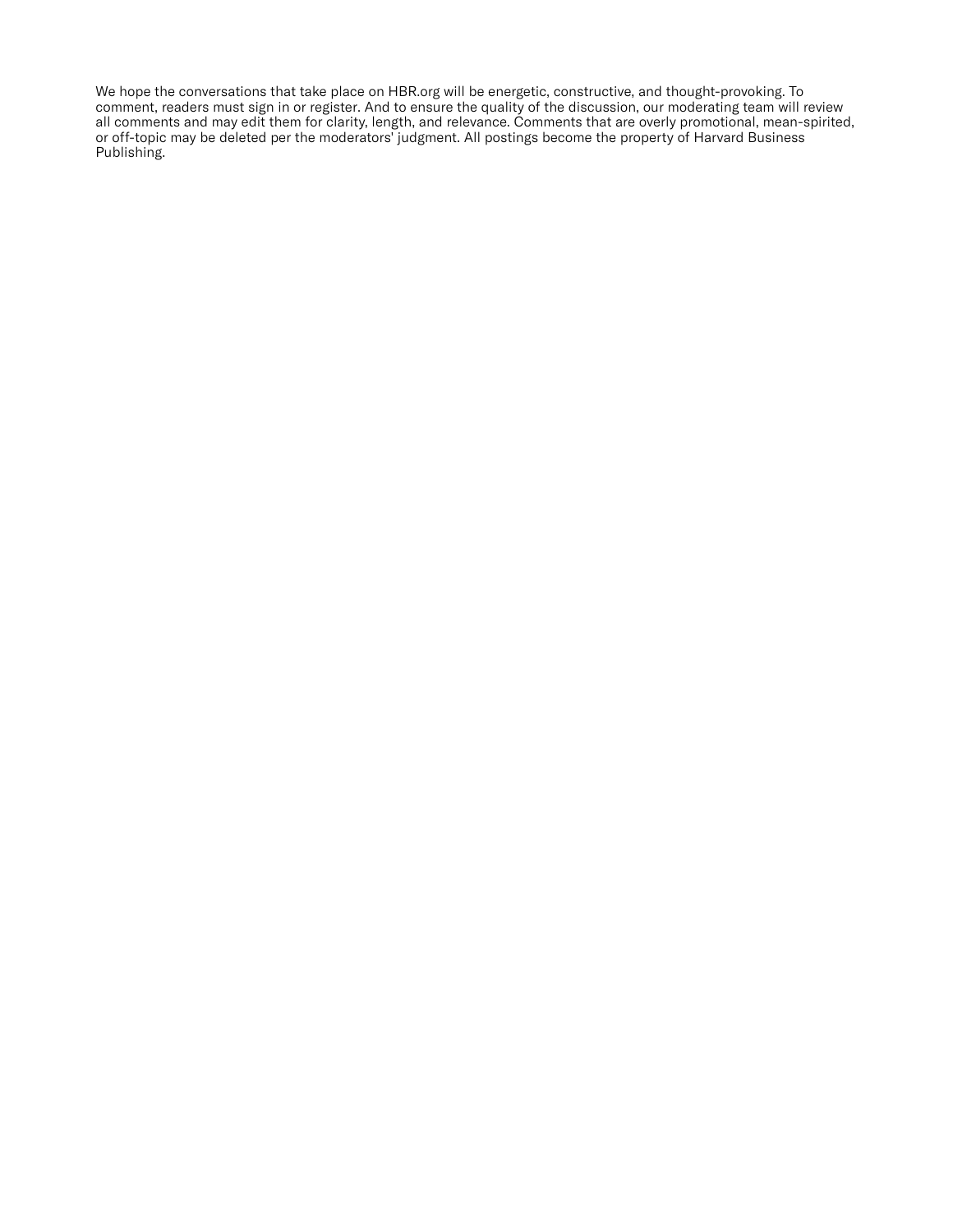We hope the conversations that take place on HBR.org will be energetic, constructive, and thought-provoking. To comment, readers must sign in or register. And to ensure the quality of the discussion, our moderating team will review all comments and may edit them for clarity, length, and relevance. Comments that are overly promotional, mean-spirited, or off-topic may be deleted per the moderators' judgment. All postings become the property of Harvard Business Publishing.